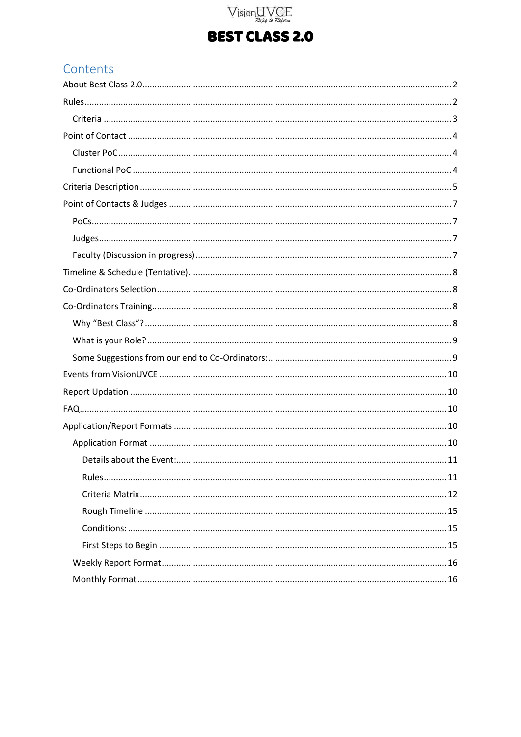VisionUVCE
*Rejig to Reform*

# BEST CLASS 2.0

## Contents

- About Best Class 2.0 ..... 2
- Rules ..... 2
  - Criteria ..... 3
- Point of Contact ..... 4
  - Cluster PoC ..... 4
  - Functional PoC ..... 4
- Criteria Description ..... 5
- Point of Contacts & Judges ..... 7
  - PoCs ..... 7
  - Judges ..... 7
  - Faculty (Discussion in progress) ..... 7
- Timeline & Schedule (Tentative) ..... 8
- Co-Ordinators Selection ..... 8
- Co-Ordinators Training ..... 8
  - Why "Best Class"? ..... 8
  - What is your Role? ..... 9
  - Some Suggestions from our end to Co-Ordinators: ..... 9
- Events from VisionUVCE ..... 10
- Report Updation ..... 10
- FAQ ..... 10
- Application/Report Formats ..... 10
  - Application Format ..... 10
    - Details about the Event: ..... 11
    - Rules ..... 11
    - Criteria Matrix ..... 12
    - Rough Timeline ..... 15
    - Conditions: ..... 15
    - First Steps to Begin ..... 15
  - Weekly Report Format ..... 16
  - Monthly Format ..... 16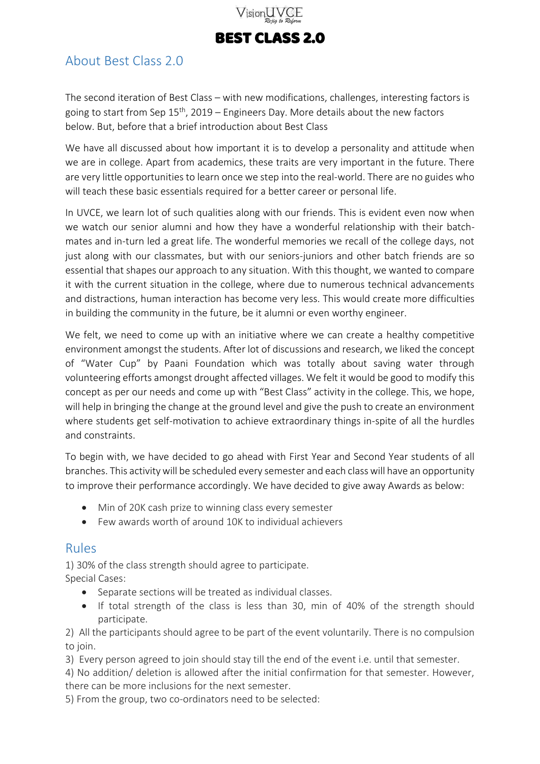# BEST CLASS 2.0

## About Best Class 2.0

The second iteration of Best Class – with new modifications, challenges, interesting factors is going to start from Sep 15th, 2019 – Engineers Day. More details about the new factors below. But, before that a brief introduction about Best Class

We have all discussed about how important it is to develop a personality and attitude when we are in college. Apart from academics, these traits are very important in the future. There are very little opportunities to learn once we step into the real-world. There are no guides who will teach these basic essentials required for a better career or personal life.

In UVCE, we learn lot of such qualities along with our friends. This is evident even now when we watch our senior alumni and how they have a wonderful relationship with their batch-mates and in-turn led a great life. The wonderful memories we recall of the college days, not just along with our classmates, but with our seniors-juniors and other batch friends are so essential that shapes our approach to any situation. With this thought, we wanted to compare it with the current situation in the college, where due to numerous technical advancements and distractions, human interaction has become very less. This would create more difficulties in building the community in the future, be it alumni or even worthy engineer.

We felt, we need to come up with an initiative where we can create a healthy competitive environment amongst the students. After lot of discussions and research, we liked the concept of "Water Cup" by Paani Foundation which was totally about saving water through volunteering efforts amongst drought affected villages. We felt it would be good to modify this concept as per our needs and come up with "Best Class" activity in the college. This, we hope, will help in bringing the change at the ground level and give the push to create an environment where students get self-motivation to achieve extraordinary things in-spite of all the hurdles and constraints.

To begin with, we have decided to go ahead with First Year and Second Year students of all branches. This activity will be scheduled every semester and each class will have an opportunity to improve their performance accordingly. We have decided to give away Awards as below:

- Min of 20K cash prize to winning class every semester
- Few awards worth of around 10K to individual achievers

## Rules

1) 30% of the class strength should agree to participate.

Special Cases:

- Separate sections will be treated as individual classes.
- If total strength of the class is less than 30, min of 40% of the strength should participate.

2) All the participants should agree to be part of the event voluntarily. There is no compulsion to join.

3) Every person agreed to join should stay till the end of the event i.e. until that semester.

4) No addition/ deletion is allowed after the initial confirmation for that semester. However, there can be more inclusions for the next semester.

5) From the group, two co-ordinators need to be selected: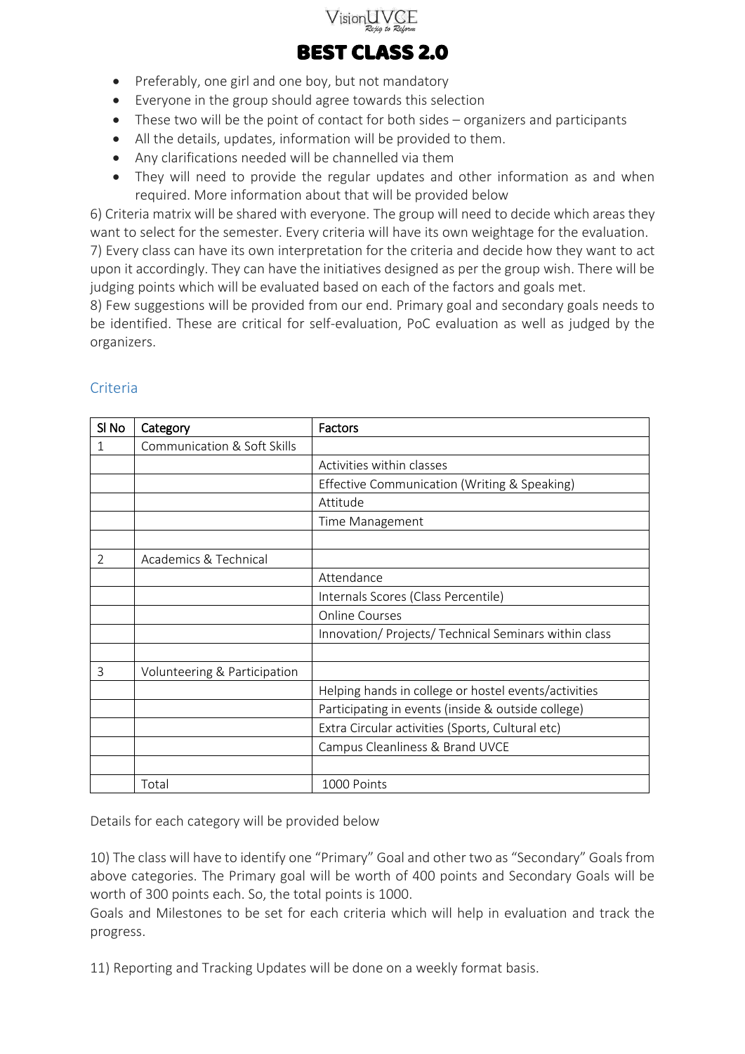- Preferably, one girl and one boy, but not mandatory
- Everyone in the group should agree towards this selection
- These two will be the point of contact for both sides – organizers and participants
- All the details, updates, information will be provided to them.
- Any clarifications needed will be channelled via them
- They will need to provide the regular updates and other information as and when required. More information about that will be provided below

6) Criteria matrix will be shared with everyone. The group will need to decide which areas they want to select for the semester. Every criteria will have its own weightage for the evaluation.

7) Every class can have its own interpretation for the criteria and decide how they want to act upon it accordingly. They can have the initiatives designed as per the group wish. There will be judging points which will be evaluated based on each of the factors and goals met.

8) Few suggestions will be provided from our end. Primary goal and secondary goals needs to be identified. These are critical for self-evaluation, PoC evaluation as well as judged by the organizers.

## Criteria

| Sl No | Category | Factors |
|---|---|---|
| 1 | Communication & Soft Skills | |
| | | Activities within classes |
| | | Effective Communication (Writing & Speaking) |
| | | Attitude |
| | | Time Management |
| | | |
| 2 | Academics & Technical | |
| | | Attendance |
| | | Internals Scores (Class Percentile) |
| | | Online Courses |
| | | Innovation/ Projects/ Technical Seminars within class |
| | | |
| 3 | Volunteering & Participation | |
| | | Helping hands in college or hostel events/activities |
| | | Participating in events (inside & outside college) |
| | | Extra Circular activities (Sports, Cultural etc) |
| | | Campus Cleanliness & Brand UVCE |
| | | |
| | Total | 1000 Points |

Details for each category will be provided below

10) The class will have to identify one "Primary" Goal and other two as "Secondary" Goals from above categories. The Primary goal will be worth of 400 points and Secondary Goals will be worth of 300 points each. So, the total points is 1000.

Goals and Milestones to be set for each criteria which will help in evaluation and track the progress.

11) Reporting and Tracking Updates will be done on a weekly format basis.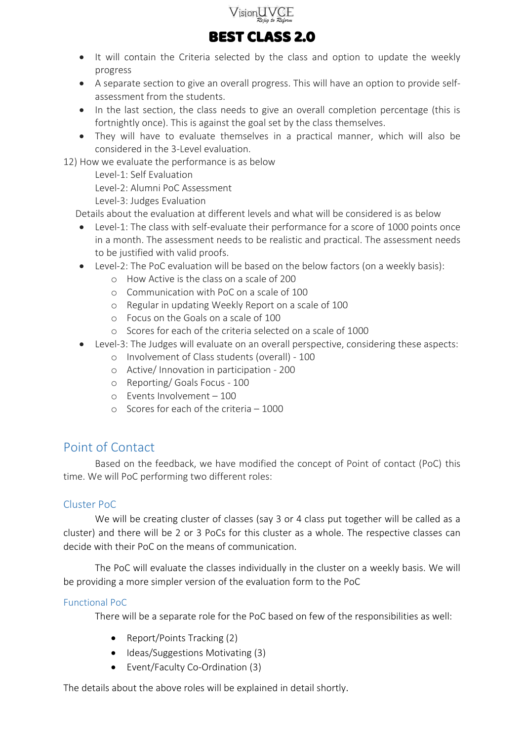- It will contain the Criteria selected by the class and option to update the weekly progress
- A separate section to give an overall progress. This will have an option to provide self-assessment from the students.
- In the last section, the class needs to give an overall completion percentage (this is fortnightly once). This is against the goal set by the class themselves.
- They will have to evaluate themselves in a practical manner, which will also be considered in the 3-Level evaluation.

12) How we evaluate the performance is as below

Level-1: Self Evaluation

Level-2: Alumni PoC Assessment

Level-3: Judges Evaluation

Details about the evaluation at different levels and what will be considered is as below

- Level-1: The class with self-evaluate their performance for a score of 1000 points once in a month. The assessment needs to be realistic and practical. The assessment needs to be justified with valid proofs.
- Level-2: The PoC evaluation will be based on the below factors (on a weekly basis):
  - How Active is the class on a scale of 200
  - Communication with PoC on a scale of 100
  - Regular in updating Weekly Report on a scale of 100
  - Focus on the Goals on a scale of 100
  - Scores for each of the criteria selected on a scale of 1000
- Level-3: The Judges will evaluate on an overall perspective, considering these aspects:
  - Involvement of Class students (overall) - 100
  - Active/ Innovation in participation - 200
  - Reporting/ Goals Focus - 100
  - Events Involvement – 100
  - Scores for each of the criteria – 1000

## Point of Contact

Based on the feedback, we have modified the concept of Point of contact (PoC) this time. We will PoC performing two different roles:

### Cluster PoC

We will be creating cluster of classes (say 3 or 4 class put together will be called as a cluster) and there will be 2 or 3 PoCs for this cluster as a whole. The respective classes can decide with their PoC on the means of communication.

The PoC will evaluate the classes individually in the cluster on a weekly basis. We will be providing a more simpler version of the evaluation form to the PoC

### Functional PoC

There will be a separate role for the PoC based on few of the responsibilities as well:

- Report/Points Tracking (2)
- Ideas/Suggestions Motivating (3)
- Event/Faculty Co-Ordination (3)

The details about the above roles will be explained in detail shortly.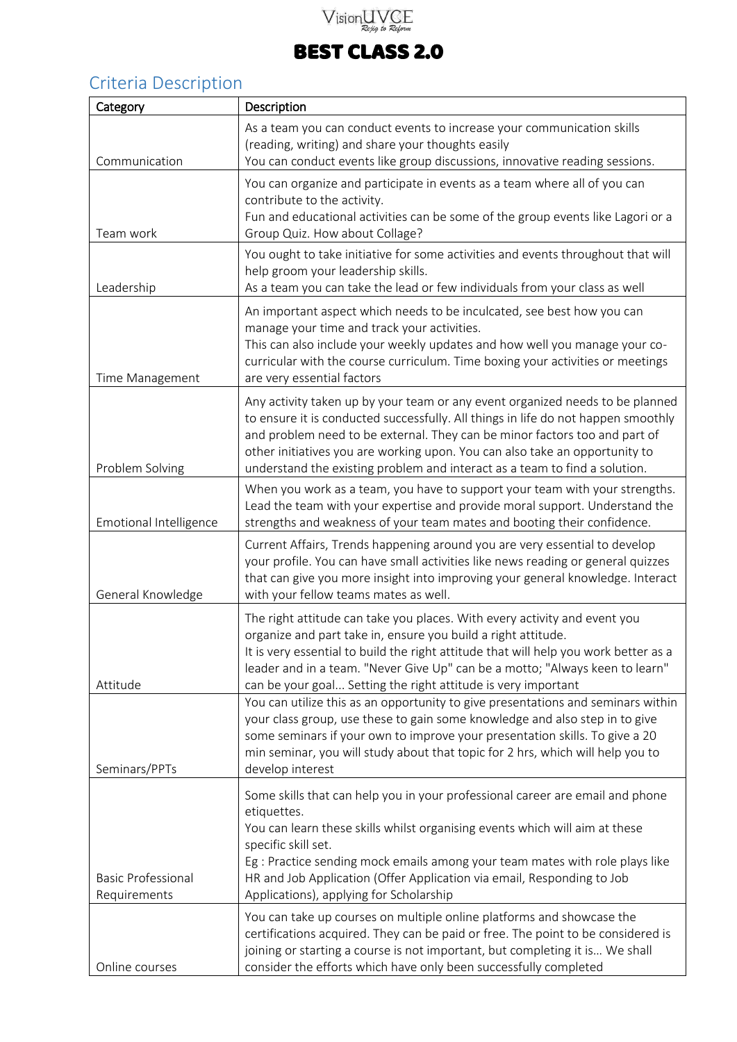# BEST CLASS 2.0

## Criteria Description

| Category | Description |
|---|---|
| Communication | As a team you can conduct events to increase your communication skills (reading, writing) and share your thoughts easily<br>You can conduct events like group discussions, innovative reading sessions. |
| Team work | You can organize and participate in events as a team where all of you can contribute to the activity.<br>Fun and educational activities can be some of the group events like Lagori or a Group Quiz. How about Collage? |
| Leadership | You ought to take initiative for some activities and events throughout that will help groom your leadership skills.<br>As a team you can take the lead or few individuals from your class as well |
| Time Management | An important aspect which needs to be inculcated, see best how you can manage your time and track your activities.<br>This can also include your weekly updates and how well you manage your co-curricular with the course curriculum. Time boxing your activities or meetings are very essential factors |
| Problem Solving | Any activity taken up by your team or any event organized needs to be planned to ensure it is conducted successfully. All things in life do not happen smoothly and problem need to be external. They can be minor factors too and part of other initiatives you are working upon. You can also take an opportunity to understand the existing problem and interact as a team to find a solution. |
| Emotional Intelligence | When you work as a team, you have to support your team with your strengths. Lead the team with your expertise and provide moral support. Understand the strengths and weakness of your team mates and booting their confidence. |
| General Knowledge | Current Affairs, Trends happening around you are very essential to develop your profile. You can have small activities like news reading or general quizzes that can give you more insight into improving your general knowledge. Interact with your fellow teams mates as well. |
| Attitude | The right attitude can take you places. With every activity and event you organize and part take in, ensure you build a right attitude.<br>It is very essential to build the right attitude that will help you work better as a leader and in a team. "Never Give Up" can be a motto; "Always keen to learn" can be your goal... Setting the right attitude is very important |
| Seminars/PPTs | You can utilize this as an opportunity to give presentations and seminars within your class group, use these to gain some knowledge and also step in to give some seminars if your own to improve your presentation skills. To give a 20 min seminar, you will study about that topic for 2 hrs, which will help you to develop interest |
| Basic Professional Requirements | Some skills that can help you in your professional career are email and phone etiquettes.<br>You can learn these skills whilst organising events which will aim at these specific skill set.<br>Eg : Practice sending mock emails among your team mates with role plays like HR and Job Application (Offer Application via email, Responding to Job Applications), applying for Scholarship |
| Online courses | You can take up courses on multiple online platforms and showcase the certifications acquired. They can be paid or free. The point to be considered is joining or starting a course is not important, but completing it is… We shall consider the efforts which have only been successfully completed |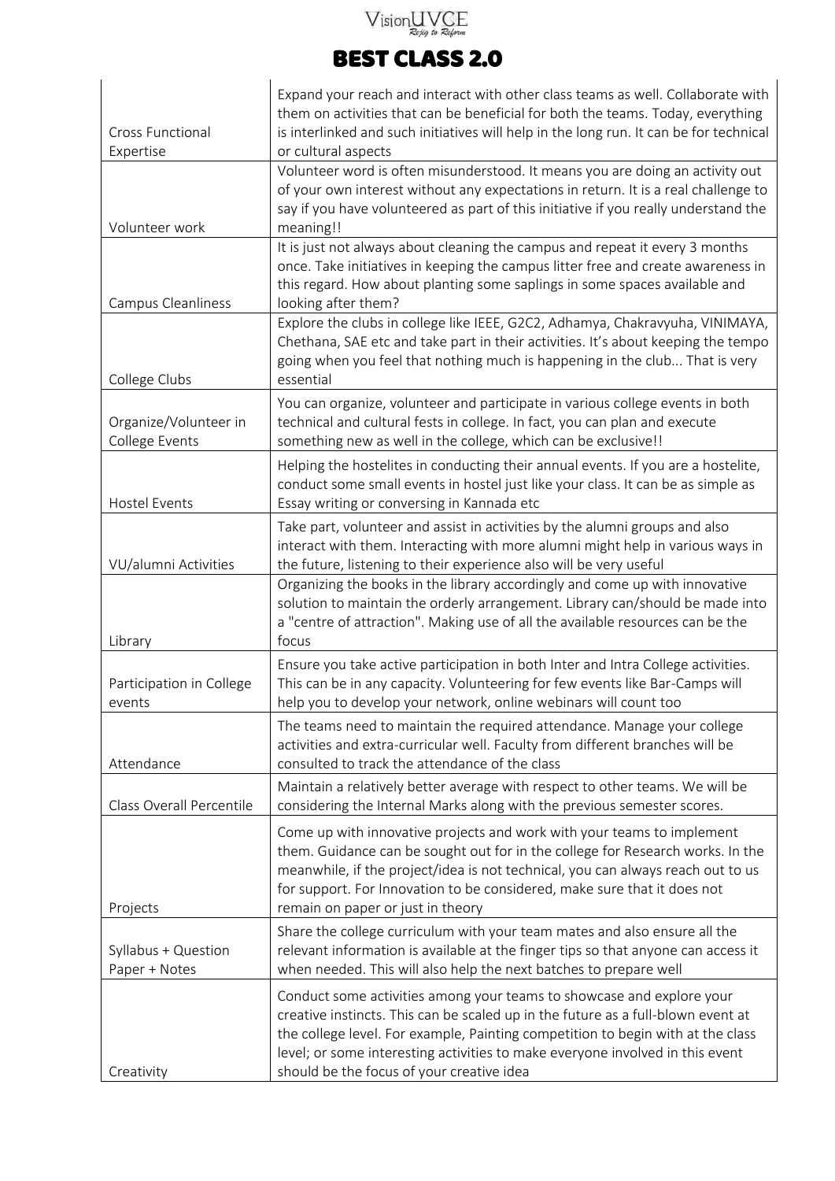# BEST CLASS 2.0

| | |
|---|---|
| Cross Functional Expertise | Expand your reach and interact with other class teams as well. Collaborate with them on activities that can be beneficial for both the teams. Today, everything is interlinked and such initiatives will help in the long run. It can be for technical or cultural aspects |
| Volunteer work | Volunteer word is often misunderstood. It means you are doing an activity out of your own interest without any expectations in return. It is a real challenge to say if you have volunteered as part of this initiative if you really understand the meaning!! |
| Campus Cleanliness | It is just not always about cleaning the campus and repeat it every 3 months once. Take initiatives in keeping the campus litter free and create awareness in this regard. How about planting some saplings in some spaces available and looking after them? |
| College Clubs | Explore the clubs in college like IEEE, G2C2, Adhamya, Chakravyuha, VINIMAYA, Chethana, SAE etc and take part in their activities. It's about keeping the tempo going when you feel that nothing much is happening in the club... That is very essential |
| Organize/Volunteer in College Events | You can organize, volunteer and participate in various college events in both technical and cultural fests in college. In fact, you can plan and execute something new as well in the college, which can be exclusive!! |
| Hostel Events | Helping the hostelites in conducting their annual events. If you are a hostelite, conduct some small events in hostel just like your class. It can be as simple as Essay writing or conversing in Kannada etc |
| VU/alumni Activities | Take part, volunteer and assist in activities by the alumni groups and also interact with them. Interacting with more alumni might help in various ways in the future, listening to their experience also will be very useful |
| Library | Organizing the books in the library accordingly and come up with innovative solution to maintain the orderly arrangement. Library can/should be made into a "centre of attraction". Making use of all the available resources can be the focus |
| Participation in College events | Ensure you take active participation in both Inter and Intra College activities. This can be in any capacity. Volunteering for few events like Bar-Camps will help you to develop your network, online webinars will count too |
| Attendance | The teams need to maintain the required attendance. Manage your college activities and extra-curricular well. Faculty from different branches will be consulted to track the attendance of the class |
| Class Overall Percentile | Maintain a relatively better average with respect to other teams. We will be considering the Internal Marks along with the previous semester scores. |
| Projects | Come up with innovative projects and work with your teams to implement them. Guidance can be sought out for in the college for Research works. In the meanwhile, if the project/idea is not technical, you can always reach out to us for support. For Innovation to be considered, make sure that it does not remain on paper or just in theory |
| Syllabus + Question Paper + Notes | Share the college curriculum with your team mates and also ensure all the relevant information is available at the finger tips so that anyone can access it when needed. This will also help the next batches to prepare well |
| Creativity | Conduct some activities among your teams to showcase and explore your creative instincts. This can be scaled up in the future as a full-blown event at the college level. For example, Painting competition to begin with at the class level; or some interesting activities to make everyone involved in this event should be the focus of your creative idea |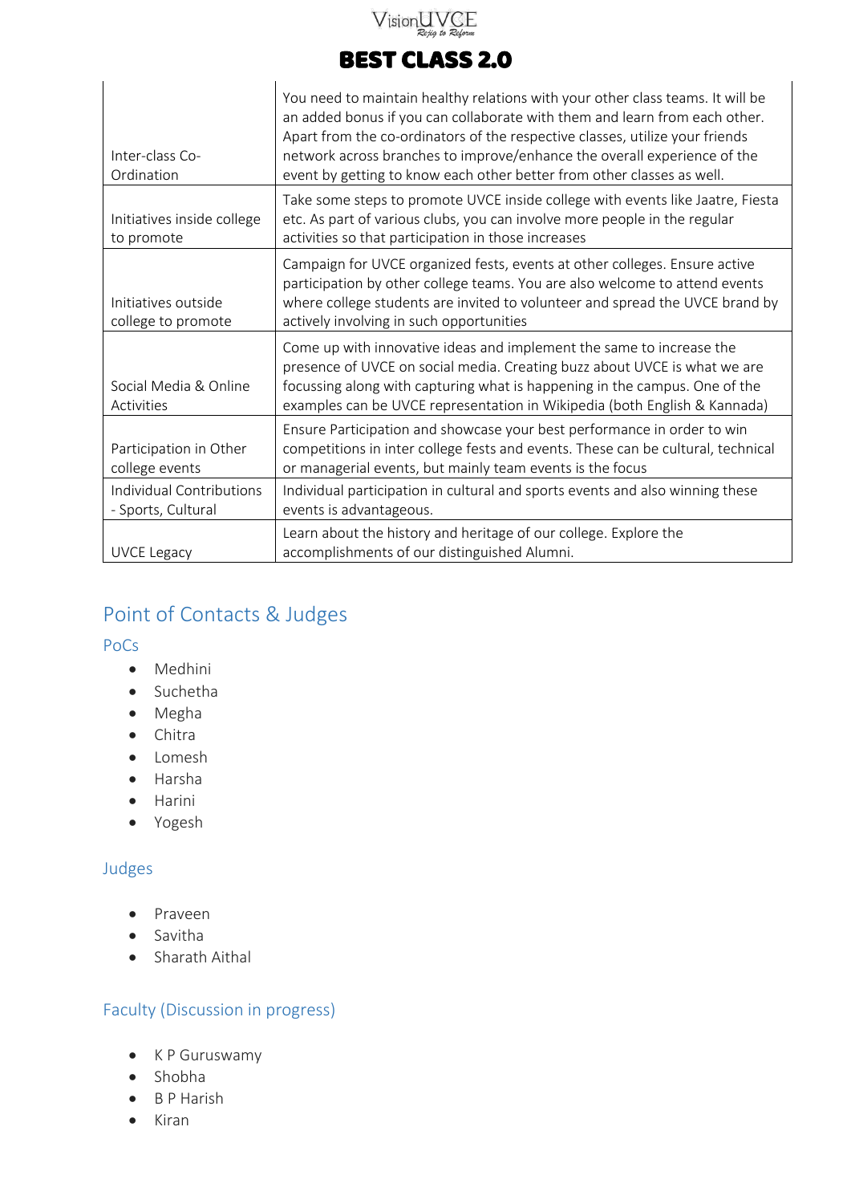| | |
|---|---|
| Inter-class Co-Ordination | You need to maintain healthy relations with your other class teams. It will be an added bonus if you can collaborate with them and learn from each other. Apart from the co-ordinators of the respective classes, utilize your friends network across branches to improve/enhance the overall experience of the event by getting to know each other better from other classes as well. |
| Initiatives inside college to promote | Take some steps to promote UVCE inside college with events like Jaatre, Fiesta etc. As part of various clubs, you can involve more people in the regular activities so that participation in those increases |
| Initiatives outside college to promote | Campaign for UVCE organized fests, events at other colleges. Ensure active participation by other college teams. You are also welcome to attend events where college students are invited to volunteer and spread the UVCE brand by actively involving in such opportunities |
| Social Media & Online Activities | Come up with innovative ideas and implement the same to increase the presence of UVCE on social media. Creating buzz about UVCE is what we are focussing along with capturing what is happening in the campus. One of the examples can be UVCE representation in Wikipedia (both English & Kannada) |
| Participation in Other college events | Ensure Participation and showcase your best performance in order to win competitions in inter college fests and events. These can be cultural, technical or managerial events, but mainly team events is the focus |
| Individual Contributions - Sports, Cultural | Individual participation in cultural and sports events and also winning these events is advantageous. |
| UVCE Legacy | Learn about the history and heritage of our college. Explore the accomplishments of our distinguished Alumni. |

## Point of Contacts & Judges

### PoCs

- Medhini
- Suchetha
- Megha
- Chitra
- Lomesh
- Harsha
- Harini
- Yogesh

### Judges

- Praveen
- Savitha
- Sharath Aithal

### Faculty (Discussion in progress)

- K P Guruswamy
- Shobha
- B P Harish
- Kiran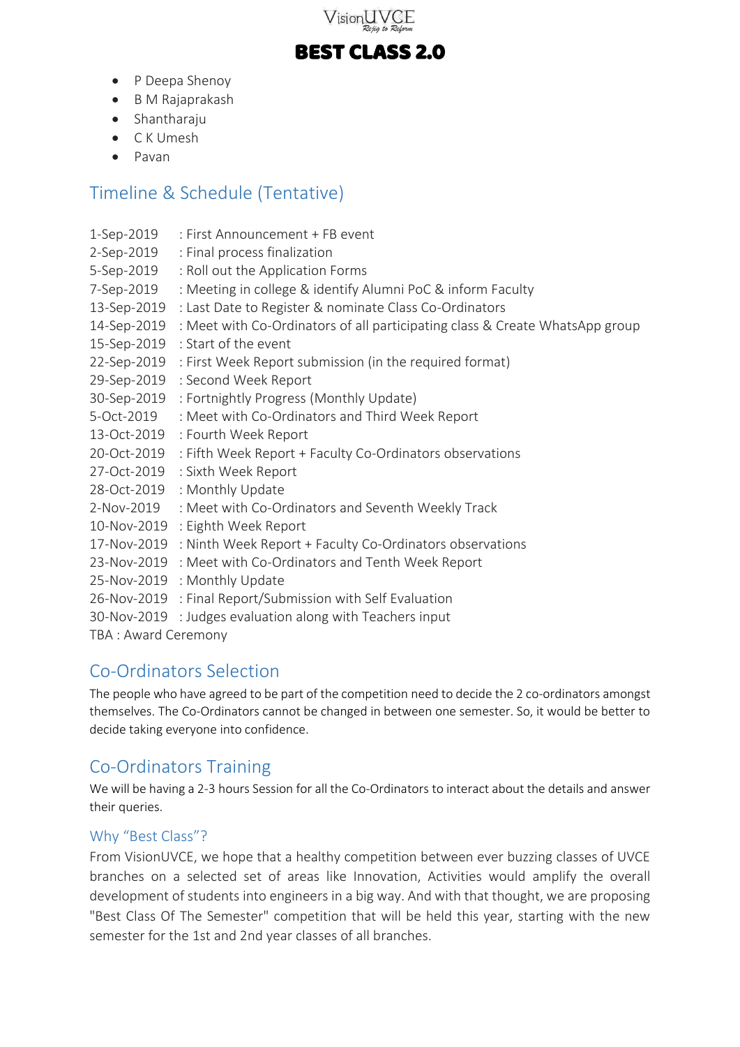- P Deepa Shenoy
- B M Rajaprakash
- Shantharaju
- C K Umesh
- Pavan

## Timeline & Schedule (Tentative)

1-Sep-2019 : First Announcement + FB event
2-Sep-2019 : Final process finalization
5-Sep-2019 : Roll out the Application Forms
7-Sep-2019 : Meeting in college & identify Alumni PoC & inform Faculty
13-Sep-2019 : Last Date to Register & nominate Class Co-Ordinators
14-Sep-2019 : Meet with Co-Ordinators of all participating class & Create WhatsApp group
15-Sep-2019 : Start of the event
22-Sep-2019 : First Week Report submission (in the required format)
29-Sep-2019 : Second Week Report
30-Sep-2019 : Fortnightly Progress (Monthly Update)
5-Oct-2019 : Meet with Co-Ordinators and Third Week Report
13-Oct-2019 : Fourth Week Report
20-Oct-2019 : Fifth Week Report + Faculty Co-Ordinators observations
27-Oct-2019 : Sixth Week Report
28-Oct-2019 : Monthly Update
2-Nov-2019 : Meet with Co-Ordinators and Seventh Weekly Track
10-Nov-2019 : Eighth Week Report
17-Nov-2019 : Ninth Week Report + Faculty Co-Ordinators observations
23-Nov-2019 : Meet with Co-Ordinators and Tenth Week Report
25-Nov-2019 : Monthly Update
26-Nov-2019 : Final Report/Submission with Self Evaluation
30-Nov-2019 : Judges evaluation along with Teachers input
TBA : Award Ceremony

## Co-Ordinators Selection

The people who have agreed to be part of the competition need to decide the 2 co-ordinators amongst themselves. The Co-Ordinators cannot be changed in between one semester. So, it would be better to decide taking everyone into confidence.

## Co-Ordinators Training

We will be having a 2-3 hours Session for all the Co-Ordinators to interact about the details and answer their queries.

### Why "Best Class"?

From VisionUVCE, we hope that a healthy competition between ever buzzing classes of UVCE branches on a selected set of areas like Innovation, Activities would amplify the overall development of students into engineers in a big way. And with that thought, we are proposing "Best Class Of The Semester" competition that will be held this year, starting with the new semester for the 1st and 2nd year classes of all branches.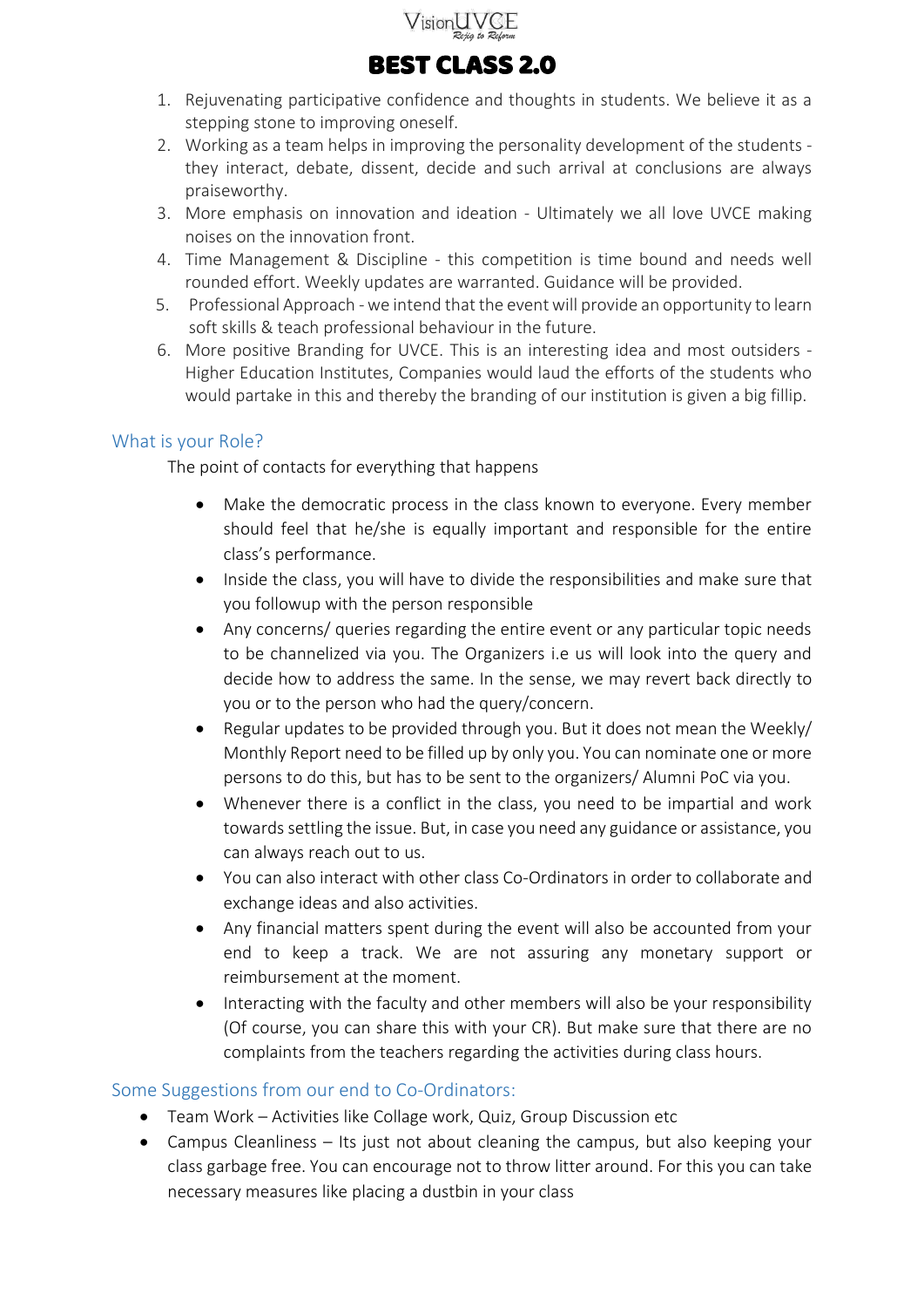# BEST CLASS 2.0

1. Rejuvenating participative confidence and thoughts in students. We believe it as a stepping stone to improving oneself.
2. Working as a team helps in improving the personality development of the students - they interact, debate, dissent, decide and such arrival at conclusions are always praiseworthy.
3. More emphasis on innovation and ideation - Ultimately we all love UVCE making noises on the innovation front.
4. Time Management & Discipline - this competition is time bound and needs well rounded effort. Weekly updates are warranted. Guidance will be provided.
5. Professional Approach - we intend that the event will provide an opportunity to learn soft skills & teach professional behaviour in the future.
6. More positive Branding for UVCE. This is an interesting idea and most outsiders - Higher Education Institutes, Companies would laud the efforts of the students who would partake in this and thereby the branding of our institution is given a big fillip.

## What is your Role?

The point of contacts for everything that happens

- Make the democratic process in the class known to everyone. Every member should feel that he/she is equally important and responsible for the entire class's performance.
- Inside the class, you will have to divide the responsibilities and make sure that you followup with the person responsible
- Any concerns/ queries regarding the entire event or any particular topic needs to be channelized via you. The Organizers i.e us will look into the query and decide how to address the same. In the sense, we may revert back directly to you or to the person who had the query/concern.
- Regular updates to be provided through you. But it does not mean the Weekly/ Monthly Report need to be filled up by only you. You can nominate one or more persons to do this, but has to be sent to the organizers/ Alumni PoC via you.
- Whenever there is a conflict in the class, you need to be impartial and work towards settling the issue. But, in case you need any guidance or assistance, you can always reach out to us.
- You can also interact with other class Co-Ordinators in order to collaborate and exchange ideas and also activities.
- Any financial matters spent during the event will also be accounted from your end to keep a track. We are not assuring any monetary support or reimbursement at the moment.
- Interacting with the faculty and other members will also be your responsibility (Of course, you can share this with your CR). But make sure that there are no complaints from the teachers regarding the activities during class hours.

## Some Suggestions from our end to Co-Ordinators:

- Team Work – Activities like Collage work, Quiz, Group Discussion etc
- Campus Cleanliness – Its just not about cleaning the campus, but also keeping your class garbage free. You can encourage not to throw litter around. For this you can take necessary measures like placing a dustbin in your class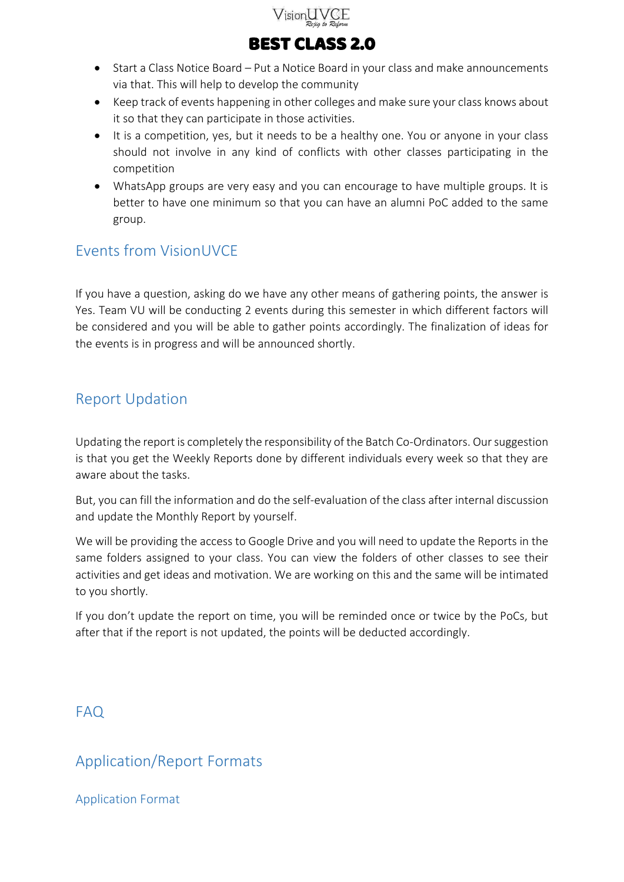- Start a Class Notice Board – Put a Notice Board in your class and make announcements via that. This will help to develop the community
- Keep track of events happening in other colleges and make sure your class knows about it so that they can participate in those activities.
- It is a competition, yes, but it needs to be a healthy one. You or anyone in your class should not involve in any kind of conflicts with other classes participating in the competition
- WhatsApp groups are very easy and you can encourage to have multiple groups. It is better to have one minimum so that you can have an alumni PoC added to the same group.

## Events from VisionUVCE

If you have a question, asking do we have any other means of gathering points, the answer is Yes. Team VU will be conducting 2 events during this semester in which different factors will be considered and you will be able to gather points accordingly. The finalization of ideas for the events is in progress and will be announced shortly.

## Report Updation

Updating the report is completely the responsibility of the Batch Co-Ordinators. Our suggestion is that you get the Weekly Reports done by different individuals every week so that they are aware about the tasks.

But, you can fill the information and do the self-evaluation of the class after internal discussion and update the Monthly Report by yourself.

We will be providing the access to Google Drive and you will need to update the Reports in the same folders assigned to your class. You can view the folders of other classes to see their activities and get ideas and motivation. We are working on this and the same will be intimated to you shortly.

If you don't update the report on time, you will be reminded once or twice by the PoCs, but after that if the report is not updated, the points will be deducted accordingly.

## FAQ

## Application/Report Formats

### Application Format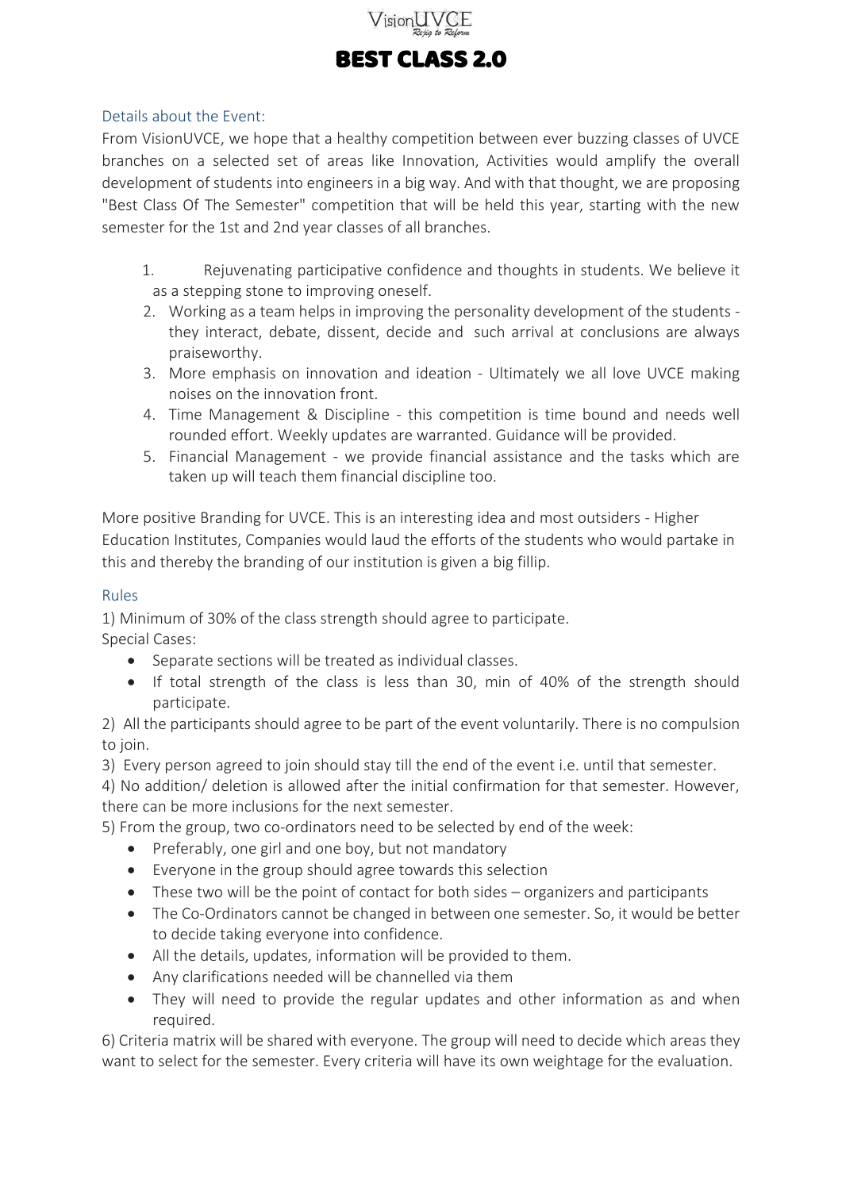VisionUVCE

*Rejig to Reform*

# BEST CLASS 2.0

### Details about the Event:

From VisionUVCE, we hope that a healthy competition between ever buzzing classes of UVCE branches on a selected set of areas like Innovation, Activities would amplify the overall development of students into engineers in a big way. And with that thought, we are proposing "Best Class Of The Semester" competition that will be held this year, starting with the new semester for the 1st and 2nd year classes of all branches.

1. Rejuvenating participative confidence and thoughts in students. We believe it as a stepping stone to improving oneself.
2. Working as a team helps in improving the personality development of the students - they interact, debate, dissent, decide and such arrival at conclusions are always praiseworthy.
3. More emphasis on innovation and ideation - Ultimately we all love UVCE making noises on the innovation front.
4. Time Management & Discipline - this competition is time bound and needs well rounded effort. Weekly updates are warranted. Guidance will be provided.
5. Financial Management - we provide financial assistance and the tasks which are taken up will teach them financial discipline too.

More positive Branding for UVCE. This is an interesting idea and most outsiders - Higher Education Institutes, Companies would laud the efforts of the students who would partake in this and thereby the branding of our institution is given a big fillip.

### Rules

1) Minimum of 30% of the class strength should agree to participate.

Special Cases:

- Separate sections will be treated as individual classes.
- If total strength of the class is less than 30, min of 40% of the strength should participate.

2) All the participants should agree to be part of the event voluntarily. There is no compulsion to join.

3) Every person agreed to join should stay till the end of the event i.e. until that semester.

4) No addition/ deletion is allowed after the initial confirmation for that semester. However, there can be more inclusions for the next semester.

5) From the group, two co-ordinators need to be selected by end of the week:

- Preferably, one girl and one boy, but not mandatory
- Everyone in the group should agree towards this selection
- These two will be the point of contact for both sides – organizers and participants
- The Co-Ordinators cannot be changed in between one semester. So, it would be better to decide taking everyone into confidence.
- All the details, updates, information will be provided to them.
- Any clarifications needed will be channelled via them
- They will need to provide the regular updates and other information as and when required.

6) Criteria matrix will be shared with everyone. The group will need to decide which areas they want to select for the semester. Every criteria will have its own weightage for the evaluation.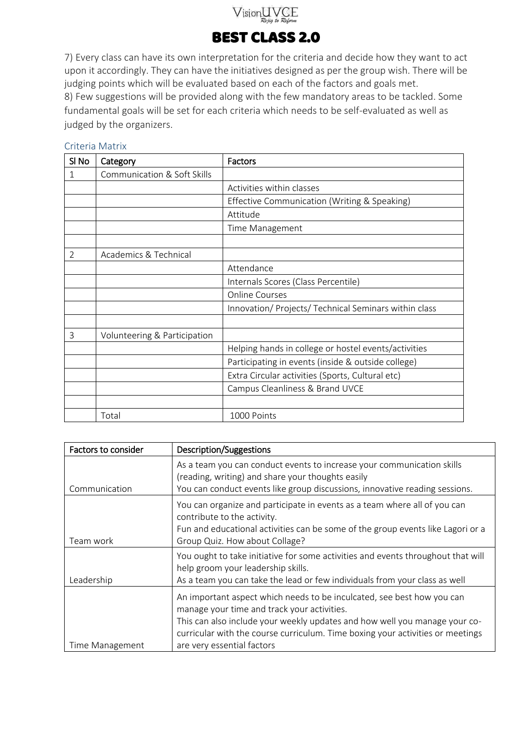# BEST CLASS 2.0

7) Every class can have its own interpretation for the criteria and decide how they want to act upon it accordingly. They can have the initiatives designed as per the group wish. There will be judging points which will be evaluated based on each of the factors and goals met.
8) Few suggestions will be provided along with the few mandatory areas to be tackled. Some fundamental goals will be set for each criteria which needs to be self-evaluated as well as judged by the organizers.

### Criteria Matrix

| Sl No | Category | Factors |
|---|---|---|
| 1 | Communication & Soft Skills | |
| | | Activities within classes |
| | | Effective Communication (Writing & Speaking) |
| | | Attitude |
| | | Time Management |
| | | |
| 2 | Academics & Technical | |
| | | Attendance |
| | | Internals Scores (Class Percentile) |
| | | Online Courses |
| | | Innovation/ Projects/ Technical Seminars within class |
| | | |
| 3 | Volunteering & Participation | |
| | | Helping hands in college or hostel events/activities |
| | | Participating in events (inside & outside college) |
| | | Extra Circular activities (Sports, Cultural etc) |
| | | Campus Cleanliness & Brand UVCE |
| | | |
| | Total | 1000 Points |

| Factors to consider | Description/Suggestions |
|---|---|
| Communication | As a team you can conduct events to increase your communication skills (reading, writing) and share your thoughts easily<br>You can conduct events like group discussions, innovative reading sessions. |
| Team work | You can organize and participate in events as a team where all of you can contribute to the activity.<br>Fun and educational activities can be some of the group events like Lagori or a Group Quiz. How about Collage? |
| Leadership | You ought to take initiative for some activities and events throughout that will help groom your leadership skills.<br>As a team you can take the lead or few individuals from your class as well |
| Time Management | An important aspect which needs to be inculcated, see best how you can manage your time and track your activities.<br>This can also include your weekly updates and how well you manage your co-curricular with the course curriculum. Time boxing your activities or meetings are very essential factors |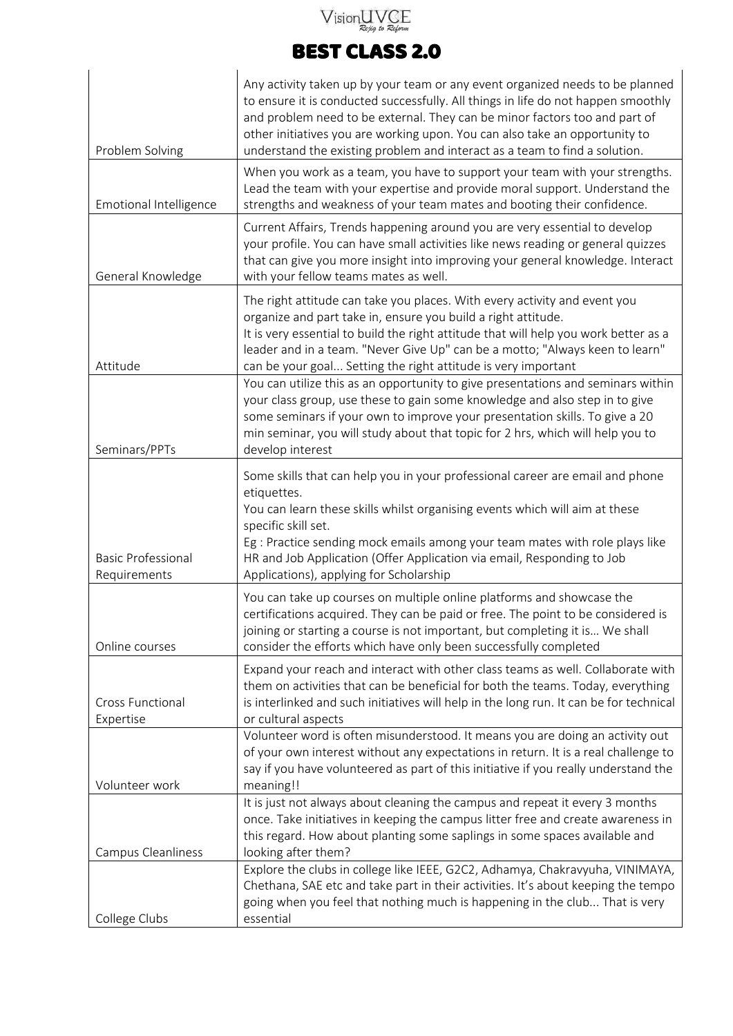# BEST CLASS 2.0

| | |
|---|---|
| Problem Solving | Any activity taken up by your team or any event organized needs to be planned to ensure it is conducted successfully. All things in life do not happen smoothly and problem need to be external. They can be minor factors too and part of other initiatives you are working upon. You can also take an opportunity to understand the existing problem and interact as a team to find a solution. |
| Emotional Intelligence | When you work as a team, you have to support your team with your strengths. Lead the team with your expertise and provide moral support. Understand the strengths and weakness of your team mates and booting their confidence. |
| General Knowledge | Current Affairs, Trends happening around you are very essential to develop your profile. You can have small activities like news reading or general quizzes that can give you more insight into improving your general knowledge. Interact with your fellow teams mates as well. |
| Attitude | The right attitude can take you places. With every activity and event you organize and part take in, ensure you build a right attitude. It is very essential to build the right attitude that will help you work better as a leader and in a team. "Never Give Up" can be a motto; "Always keen to learn" can be your goal... Setting the right attitude is very important |
| Seminars/PPTs | You can utilize this as an opportunity to give presentations and seminars within your class group, use these to gain some knowledge and also step in to give some seminars if your own to improve your presentation skills. To give a 20 min seminar, you will study about that topic for 2 hrs, which will help you to develop interest |
| Basic Professional Requirements | Some skills that can help you in your professional career are email and phone etiquettes. You can learn these skills whilst organising events which will aim at these specific skill set. Eg : Practice sending mock emails among your team mates with role plays like HR and Job Application (Offer Application via email, Responding to Job Applications), applying for Scholarship |
| Online courses | You can take up courses on multiple online platforms and showcase the certifications acquired. They can be paid or free. The point to be considered is joining or starting a course is not important, but completing it is… We shall consider the efforts which have only been successfully completed |
| Cross Functional Expertise | Expand your reach and interact with other class teams as well. Collaborate with them on activities that can be beneficial for both the teams. Today, everything is interlinked and such initiatives will help in the long run. It can be for technical or cultural aspects |
| Volunteer work | Volunteer word is often misunderstood. It means you are doing an activity out of your own interest without any expectations in return. It is a real challenge to say if you have volunteered as part of this initiative if you really understand the meaning!! |
| Campus Cleanliness | It is just not always about cleaning the campus and repeat it every 3 months once. Take initiatives in keeping the campus litter free and create awareness in this regard. How about planting some saplings in some spaces available and looking after them? |
| College Clubs | Explore the clubs in college like IEEE, G2C2, Adhamya, Chakravyuha, VINIMAYA, Chethana, SAE etc and take part in their activities. It's about keeping the tempo going when you feel that nothing much is happening in the club... That is very essential |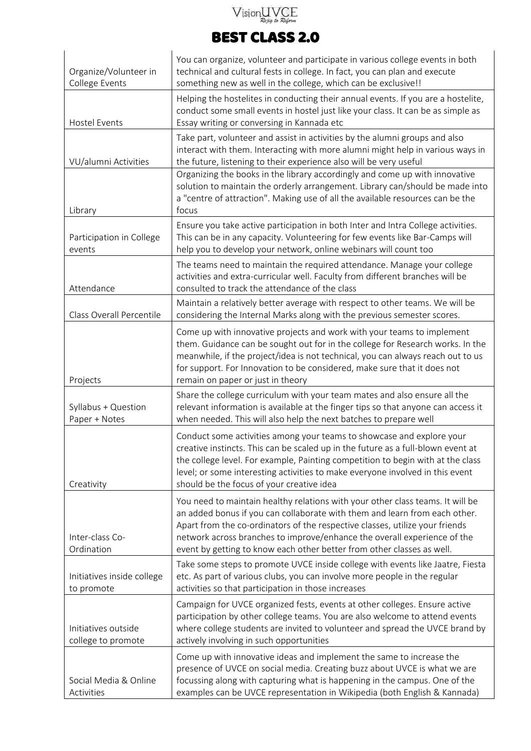# BEST CLASS 2.0

| | |
|---|---|
| Organize/Volunteer in College Events | You can organize, volunteer and participate in various college events in both technical and cultural fests in college. In fact, you can plan and execute something new as well in the college, which can be exclusive!! |
| Hostel Events | Helping the hostelites in conducting their annual events. If you are a hostelite, conduct some small events in hostel just like your class. It can be as simple as Essay writing or conversing in Kannada etc |
| VU/alumni Activities | Take part, volunteer and assist in activities by the alumni groups and also interact with them. Interacting with more alumni might help in various ways in the future, listening to their experience also will be very useful |
| Library | Organizing the books in the library accordingly and come up with innovative solution to maintain the orderly arrangement. Library can/should be made into a "centre of attraction". Making use of all the available resources can be the focus |
| Participation in College events | Ensure you take active participation in both Inter and Intra College activities. This can be in any capacity. Volunteering for few events like Bar-Camps will help you to develop your network, online webinars will count too |
| Attendance | The teams need to maintain the required attendance. Manage your college activities and extra-curricular well. Faculty from different branches will be consulted to track the attendance of the class |
| Class Overall Percentile | Maintain a relatively better average with respect to other teams. We will be considering the Internal Marks along with the previous semester scores. |
| Projects | Come up with innovative projects and work with your teams to implement them. Guidance can be sought out for in the college for Research works. In the meanwhile, if the project/idea is not technical, you can always reach out to us for support. For Innovation to be considered, make sure that it does not remain on paper or just in theory |
| Syllabus + Question Paper + Notes | Share the college curriculum with your team mates and also ensure all the relevant information is available at the finger tips so that anyone can access it when needed. This will also help the next batches to prepare well |
| Creativity | Conduct some activities among your teams to showcase and explore your creative instincts. This can be scaled up in the future as a full-blown event at the college level. For example, Painting competition to begin with at the class level; or some interesting activities to make everyone involved in this event should be the focus of your creative idea |
| Inter-class Co-Ordination | You need to maintain healthy relations with your other class teams. It will be an added bonus if you can collaborate with them and learn from each other. Apart from the co-ordinators of the respective classes, utilize your friends network across branches to improve/enhance the overall experience of the event by getting to know each other better from other classes as well. |
| Initiatives inside college to promote | Take some steps to promote UVCE inside college with events like Jaatre, Fiesta etc. As part of various clubs, you can involve more people in the regular activities so that participation in those increases |
| Initiatives outside college to promote | Campaign for UVCE organized fests, events at other colleges. Ensure active participation by other college teams. You are also welcome to attend events where college students are invited to volunteer and spread the UVCE brand by actively involving in such opportunities |
| Social Media & Online Activities | Come up with innovative ideas and implement the same to increase the presence of UVCE on social media. Creating buzz about UVCE is what we are focussing along with capturing what is happening in the campus. One of the examples can be UVCE representation in Wikipedia (both English & Kannada) |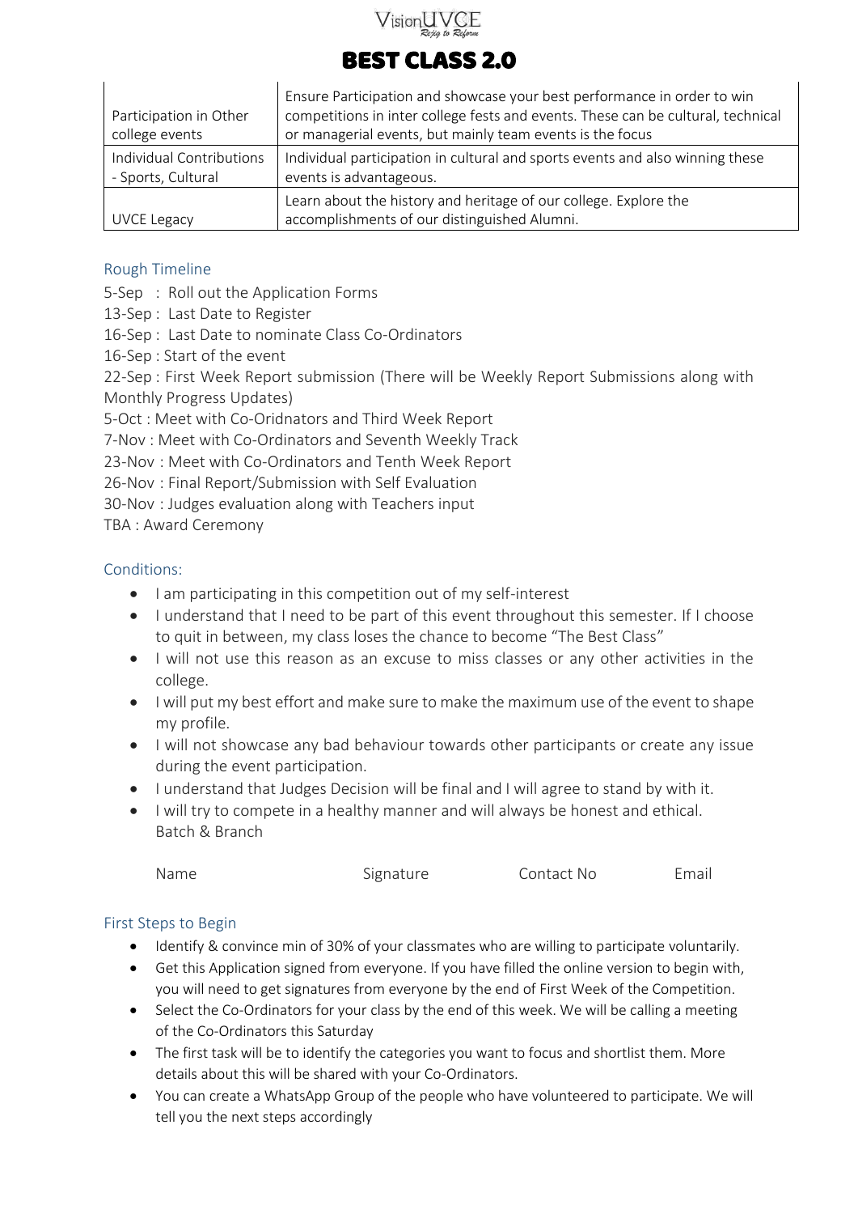# BEST CLASS 2.0

| | |
|---|---|
| Participation in Other college events | Ensure Participation and showcase your best performance in order to win competitions in inter college fests and events. These can be cultural, technical or managerial events, but mainly team events is the focus |
| Individual Contributions - Sports, Cultural | Individual participation in cultural and sports events and also winning these events is advantageous. |
| UVCE Legacy | Learn about the history and heritage of our college. Explore the accomplishments of our distinguished Alumni. |

## Rough Timeline

5-Sep : Roll out the Application Forms
13-Sep : Last Date to Register
16-Sep : Last Date to nominate Class Co-Ordinators
16-Sep : Start of the event
22-Sep : First Week Report submission (There will be Weekly Report Submissions along with Monthly Progress Updates)
5-Oct : Meet with Co-Oridnators and Third Week Report
7-Nov : Meet with Co-Ordinators and Seventh Weekly Track
23-Nov : Meet with Co-Ordinators and Tenth Week Report
26-Nov : Final Report/Submission with Self Evaluation
30-Nov : Judges evaluation along with Teachers input
TBA : Award Ceremony

## Conditions:

- I am participating in this competition out of my self-interest
- I understand that I need to be part of this event throughout this semester. If I choose to quit in between, my class loses the chance to become "The Best Class"
- I will not use this reason as an excuse to miss classes or any other activities in the college.
- I will put my best effort and make sure to make the maximum use of the event to shape my profile.
- I will not showcase any bad behaviour towards other participants or create any issue during the event participation.
- I understand that Judges Decision will be final and I will agree to stand by with it.
- I will try to compete in a healthy manner and will always be honest and ethical.

Batch & Branch

| Name | Signature | Contact No | Email |
|---|---|---|---|

## First Steps to Begin

- Identify & convince min of 30% of your classmates who are willing to participate voluntarily.
- Get this Application signed from everyone. If you have filled the online version to begin with, you will need to get signatures from everyone by the end of First Week of the Competition.
- Select the Co-Ordinators for your class by the end of this week. We will be calling a meeting of the Co-Ordinators this Saturday
- The first task will be to identify the categories you want to focus and shortlist them. More details about this will be shared with your Co-Ordinators.
- You can create a WhatsApp Group of the people who have volunteered to participate. We will tell you the next steps accordingly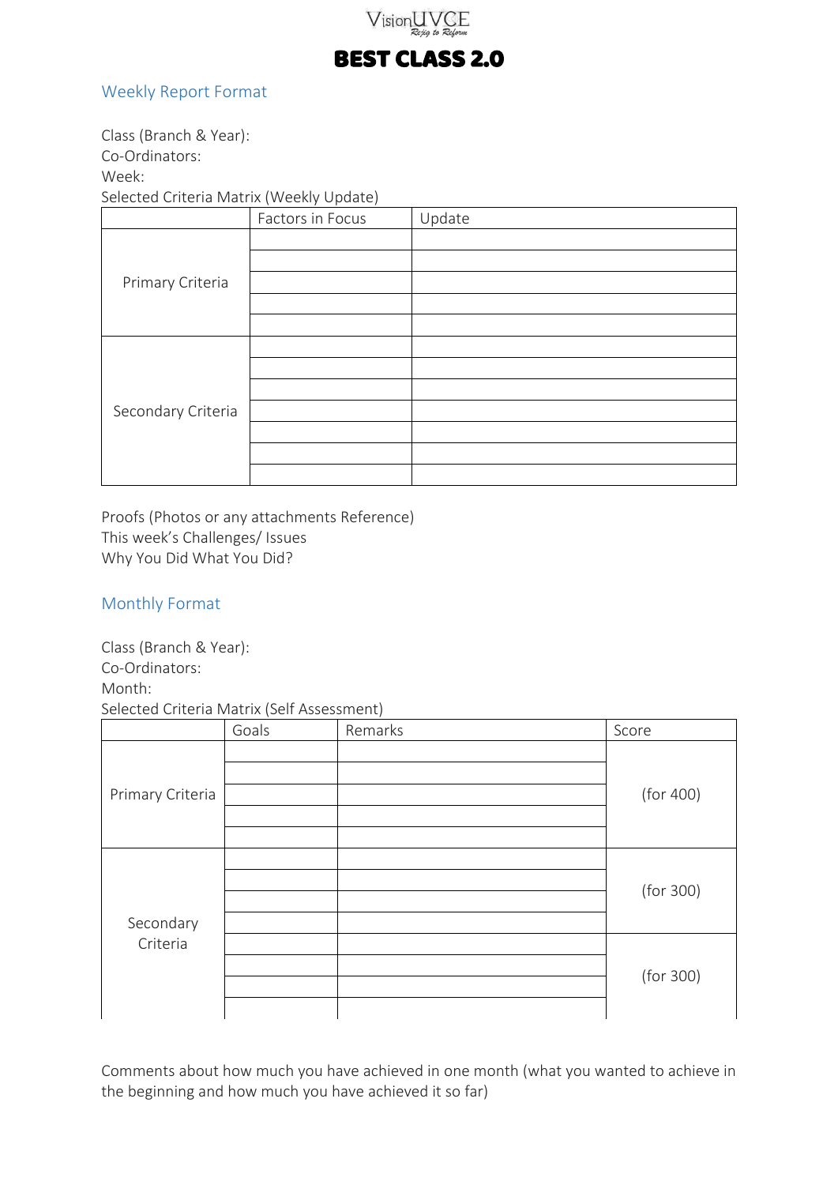VisionUVCE
*Rejig to Reform*

# BEST CLASS 2.0

## Weekly Report Format

Class (Branch & Year):
Co-Ordinators:
Week:
Selected Criteria Matrix (Weekly Update)

| | Factors in Focus | Update |
|---|---|---|
| Primary Criteria | | |
| | | |
| | | |
| | | |
| | | |
| Secondary Criteria | | |
| | | |
| | | |
| | | |
| | | |
| | | |
| | | |

Proofs (Photos or any attachments Reference)
This week's Challenges/ Issues
Why You Did What You Did?

## Monthly Format

Class (Branch & Year):
Co-Ordinators:
Month:
Selected Criteria Matrix (Self Assessment)

| | Goals | Remarks | Score |
|---|---|---|---|
| Primary Criteria | | | (for 400) |
| | | | |
| | | | |
| | | | |
| | | | |
| Secondary Criteria | | | (for 300) |
| | | | |
| | | | |
| | | | |
| | | | (for 300) |
| | | | |
| | | | |
| | | | |

Comments about how much you have achieved in one month (what you wanted to achieve in the beginning and how much you have achieved it so far)